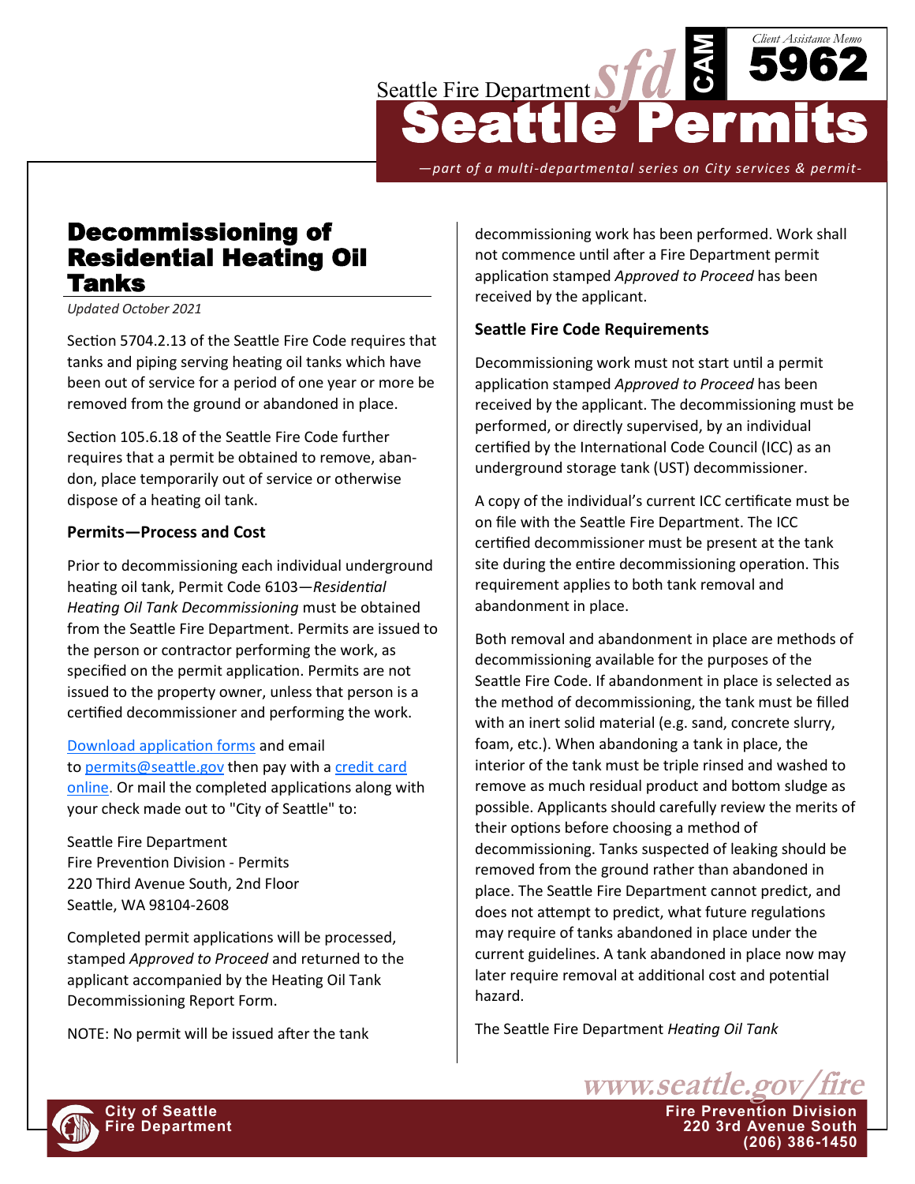Seattle Fire Department

# Seattle Permits

Client Assistance Memo **5962**

—part of a multi-departmental series on City services & permit-

## Decommissioning of Residential Heating Oil Tanks

*Updated October 2021*

Section 5704.2.13 of the Seattle Fire Code requires that tanks and piping serving heating oil tanks which have been out of service for a period of one year or more be removed from the ground or abandoned in place.

Section 105.6.18 of the Seattle Fire Code further requires that a permit be obtained to remove, abandon, place temporarily out of service or otherwise dispose of a heating oil tank.

### Permits—Process and Cost

Prior to decommissioning each individual underground heating oil tank, Permit Code 6103—*Residential Heating Oil Tank Decommissioning* must be obtained from the Seattle Fire Department. Permits are issued to the person or contractor performing the work, as specified on the permit application. Permits are not issued to the property owner, unless that person is a certified decommissioner and performing the work.

Download application forms and email to permits@seattle.gov then pay with a credit card online. Or mail the completed applications along with your check made out to "City of Seattle" to:

Seattle Fire Department
Fire Prevention Division - Permits
220 Third Avenue South, 2nd Floor
Seattle, WA 98104-2608

Completed permit applications will be processed, stamped *Approved to Proceed* and returned to the applicant accompanied by the Heating Oil Tank Decommissioning Report Form.

NOTE: No permit will be issued after the tank decommissioning work has been performed. Work shall not commence until after a Fire Department permit application stamped *Approved to Proceed* has been received by the applicant.

### Seattle Fire Code Requirements

Decommissioning work must not start until a permit application stamped *Approved to Proceed* has been received by the applicant. The decommissioning must be performed, or directly supervised, by an individual certified by the International Code Council (ICC) as an underground storage tank (UST) decommissioner.

A copy of the individual's current ICC certificate must be on file with the Seattle Fire Department. The ICC certified decommissioner must be present at the tank site during the entire decommissioning operation. This requirement applies to both tank removal and abandonment in place.

Both removal and abandonment in place are methods of decommissioning available for the purposes of the Seattle Fire Code. If abandonment in place is selected as the method of decommissioning, the tank must be filled with an inert solid material (e.g. sand, concrete slurry, foam, etc.). When abandoning a tank in place, the interior of the tank must be triple rinsed and washed to remove as much residual product and bottom sludge as possible. Applicants should carefully review the merits of their options before choosing a method of decommissioning. Tanks suspected of leaking should be removed from the ground rather than abandoned in place. The Seattle Fire Department cannot predict, and does not attempt to predict, what future regulations may require of tanks abandoned in place under the current guidelines. A tank abandoned in place now may later require removal at additional cost and potential hazard.

The Seattle Fire Department *Heating Oil Tank*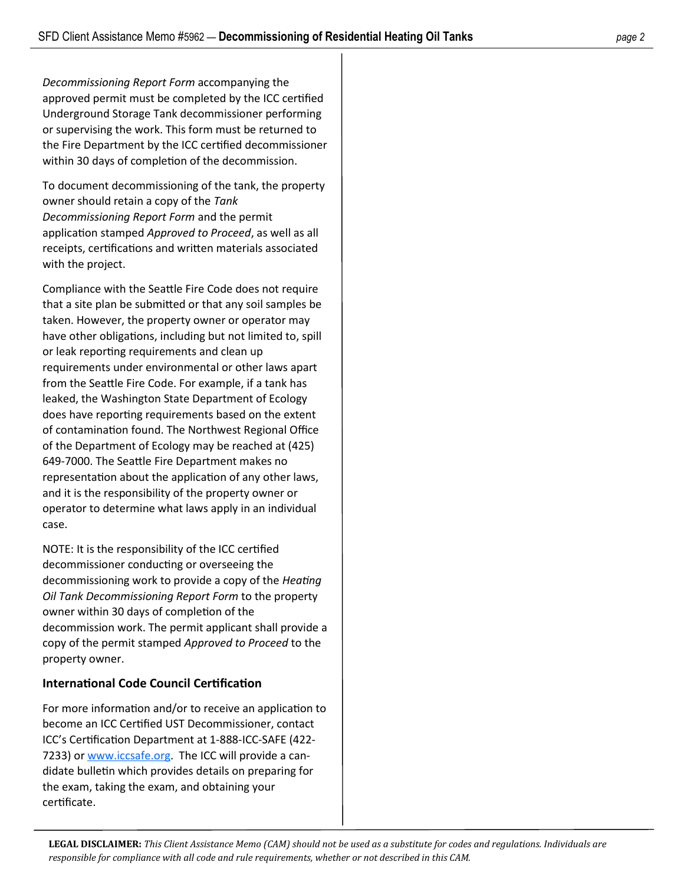*Decommissioning Report Form* accompanying the approved permit must be completed by the ICC certified Underground Storage Tank decommissioner performing or supervising the work. This form must be returned to the Fire Department by the ICC certified decommissioner within 30 days of completion of the decommission.

To document decommissioning of the tank, the property owner should retain a copy of the *Tank Decommissioning Report Form* and the permit application stamped *Approved to Proceed*, as well as all receipts, certifications and written materials associated with the project.

Compliance with the Seattle Fire Code does not require that a site plan be submitted or that any soil samples be taken. However, the property owner or operator may have other obligations, including but not limited to, spill or leak reporting requirements and clean up requirements under environmental or other laws apart from the Seattle Fire Code. For example, if a tank has leaked, the Washington State Department of Ecology does have reporting requirements based on the extent of contamination found. The Northwest Regional Office of the Department of Ecology may be reached at (425) 649-7000. The Seattle Fire Department makes no representation about the application of any other laws, and it is the responsibility of the property owner or operator to determine what laws apply in an individual case.

NOTE: It is the responsibility of the ICC certified decommissioner conducting or overseeing the decommissioning work to provide a copy of the *Heating Oil Tank Decommissioning Report Form* to the property owner within 30 days of completion of the decommission work. The permit applicant shall provide a copy of the permit stamped *Approved to Proceed* to the property owner.

### International Code Council Certification

For more information and/or to receive an application to become an ICC Certified UST Decommissioner, contact ICC's Certification Department at 1-888-ICC-SAFE (422-7233) or [www.iccsafe.org](http://www.iccsafe.org). The ICC will provide a candidate bulletin which provides details on preparing for the exam, taking the exam, and obtaining your certificate.

**LEGAL DISCLAIMER:** *This Client Assistance Memo (CAM) should not be used as a substitute for codes and regulations. Individuals are responsible for compliance with all code and rule requirements, whether or not described in this CAM.*